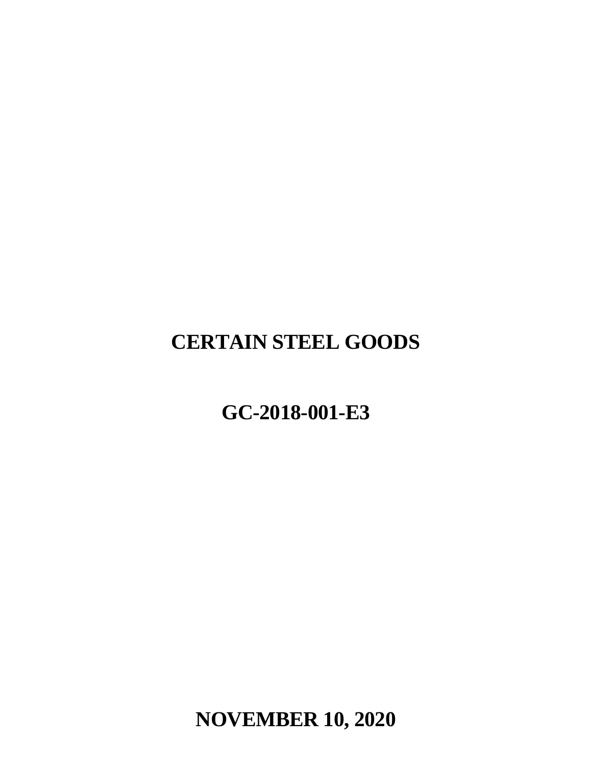# CERTAIN STEEL GOODS

# GC-2018-001-E3

# NOVEMBER 10, 2020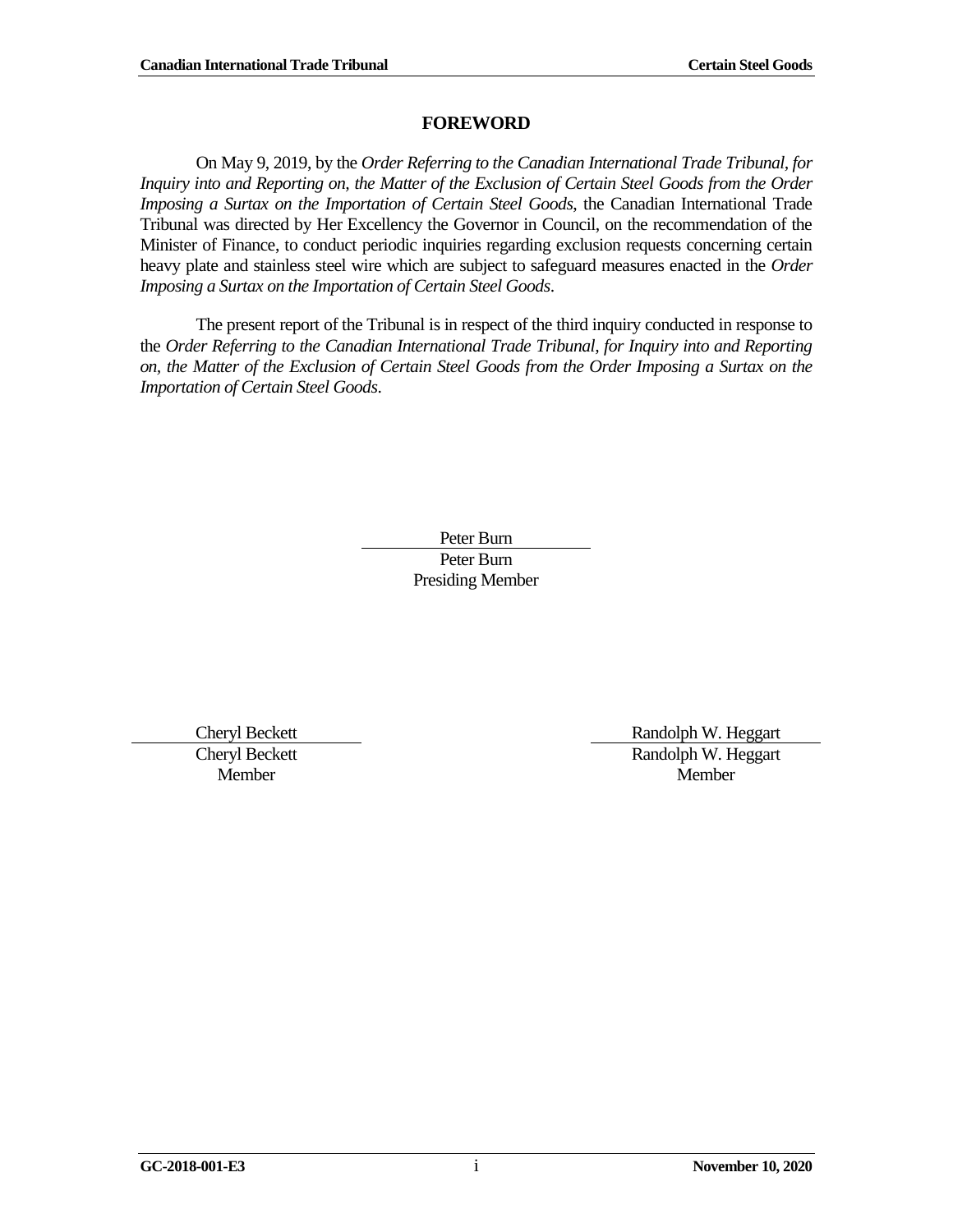# FOREWORD

On May 9, 2019, by the *Order Referring to the Canadian International Trade Tribunal, for Inquiry into and Reporting on, the Matter of the Exclusion of Certain Steel Goods from the Order Imposing a Surtax on the Importation of Certain Steel Goods*, the Canadian International Trade Tribunal was directed by Her Excellency the Governor in Council, on the recommendation of the Minister of Finance, to conduct periodic inquiries regarding exclusion requests concerning certain heavy plate and stainless steel wire which are subject to safeguard measures enacted in the *Order Imposing a Surtax on the Importation of Certain Steel Goods*.

The present report of the Tribunal is in respect of the third inquiry conducted in response to the *Order Referring to the Canadian International Trade Tribunal, for Inquiry into and Reporting on, the Matter of the Exclusion of Certain Steel Goods from the Order Imposing a Surtax on the Importation of Certain Steel Goods*.

Peter Burn
Peter Burn
Presiding Member

Cheryl Beckett
Cheryl Beckett
Member

Randolph W. Heggart
Randolph W. Heggart
Member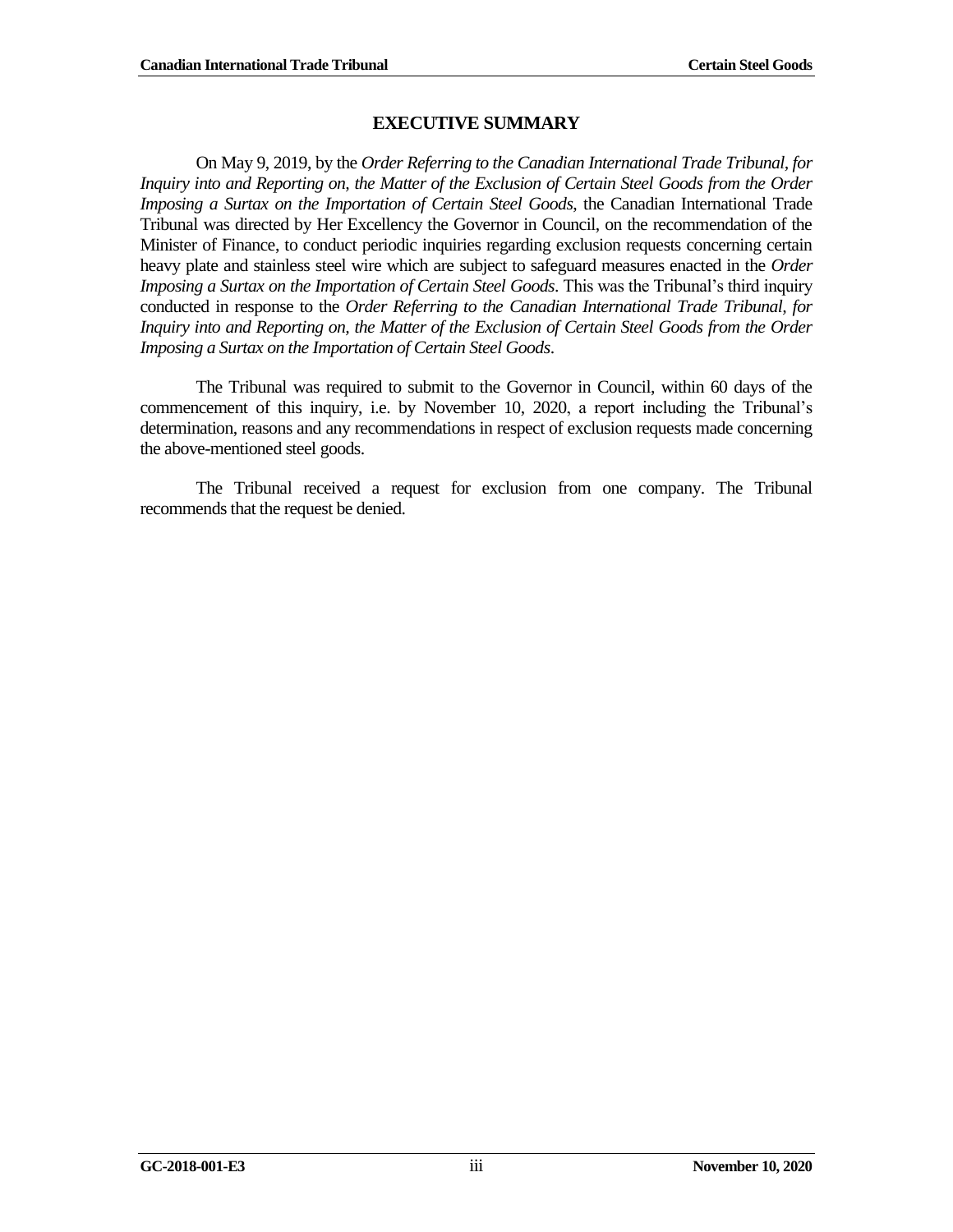## EXECUTIVE SUMMARY

On May 9, 2019, by the *Order Referring to the Canadian International Trade Tribunal, for Inquiry into and Reporting on, the Matter of the Exclusion of Certain Steel Goods from the Order Imposing a Surtax on the Importation of Certain Steel Goods*, the Canadian International Trade Tribunal was directed by Her Excellency the Governor in Council, on the recommendation of the Minister of Finance, to conduct periodic inquiries regarding exclusion requests concerning certain heavy plate and stainless steel wire which are subject to safeguard measures enacted in the *Order Imposing a Surtax on the Importation of Certain Steel Goods*. This was the Tribunal's third inquiry conducted in response to the *Order Referring to the Canadian International Trade Tribunal, for Inquiry into and Reporting on, the Matter of the Exclusion of Certain Steel Goods from the Order Imposing a Surtax on the Importation of Certain Steel Goods*.

The Tribunal was required to submit to the Governor in Council, within 60 days of the commencement of this inquiry, i.e. by November 10, 2020, a report including the Tribunal's determination, reasons and any recommendations in respect of exclusion requests made concerning the above-mentioned steel goods.

The Tribunal received a request for exclusion from one company. The Tribunal recommends that the request be denied.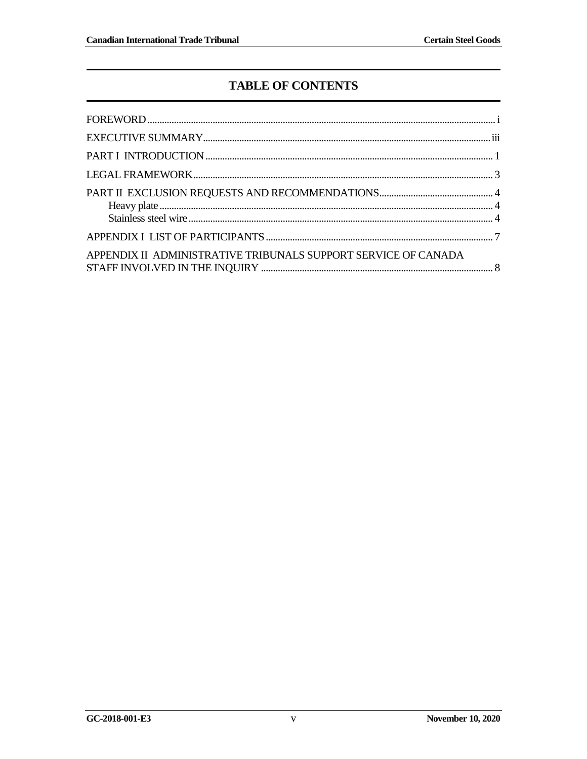# TABLE OF CONTENTS

FOREWORD ..... i

EXECUTIVE SUMMARY ..... iii

PART I INTRODUCTION ..... 1

LEGAL FRAMEWORK ..... 3

PART II EXCLUSION REQUESTS AND RECOMMENDATIONS ..... 4
- Heavy plate ..... 4
- Stainless steel wire ..... 4

APPENDIX I LIST OF PARTICIPANTS ..... 7

APPENDIX II ADMINISTRATIVE TRIBUNALS SUPPORT SERVICE OF CANADA STAFF INVOLVED IN THE INQUIRY ..... 8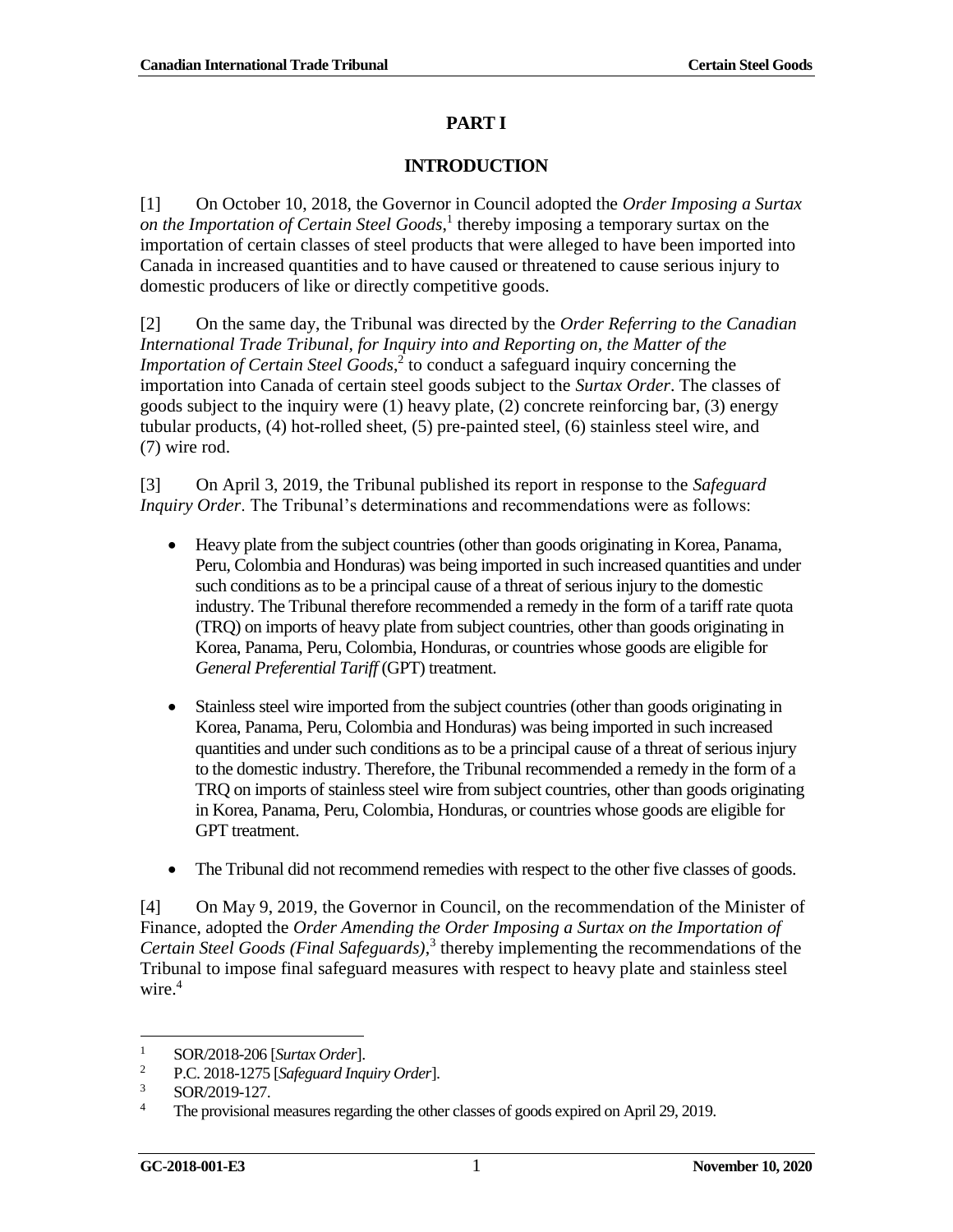# PART I

## INTRODUCTION

[1] On October 10, 2018, the Governor in Council adopted the *Order Imposing a Surtax on the Importation of Certain Steel Goods*,[1] thereby imposing a temporary surtax on the importation of certain classes of steel products that were alleged to have been imported into Canada in increased quantities and to have caused or threatened to cause serious injury to domestic producers of like or directly competitive goods.

[2] On the same day, the Tribunal was directed by the *Order Referring to the Canadian International Trade Tribunal, for Inquiry into and Reporting on, the Matter of the Importation of Certain Steel Goods*,[2] to conduct a safeguard inquiry concerning the importation into Canada of certain steel goods subject to the *Surtax Order*. The classes of goods subject to the inquiry were (1) heavy plate, (2) concrete reinforcing bar, (3) energy tubular products, (4) hot-rolled sheet, (5) pre-painted steel, (6) stainless steel wire, and (7) wire rod.

[3] On April 3, 2019, the Tribunal published its report in response to the *Safeguard Inquiry Order*. The Tribunal's determinations and recommendations were as follows:

- Heavy plate from the subject countries (other than goods originating in Korea, Panama, Peru, Colombia and Honduras) was being imported in such increased quantities and under such conditions as to be a principal cause of a threat of serious injury to the domestic industry. The Tribunal therefore recommended a remedy in the form of a tariff rate quota (TRQ) on imports of heavy plate from subject countries, other than goods originating in Korea, Panama, Peru, Colombia, Honduras, or countries whose goods are eligible for *General Preferential Tariff* (GPT) treatment.

- Stainless steel wire imported from the subject countries (other than goods originating in Korea, Panama, Peru, Colombia and Honduras) was being imported in such increased quantities and under such conditions as to be a principal cause of a threat of serious injury to the domestic industry. Therefore, the Tribunal recommended a remedy in the form of a TRQ on imports of stainless steel wire from subject countries, other than goods originating in Korea, Panama, Peru, Colombia, Honduras, or countries whose goods are eligible for GPT treatment.

- The Tribunal did not recommend remedies with respect to the other five classes of goods.

[4] On May 9, 2019, the Governor in Council, on the recommendation of the Minister of Finance, adopted the *Order Amending the Order Imposing a Surtax on the Importation of Certain Steel Goods (Final Safeguards)*,[3] thereby implementing the recommendations of the Tribunal to impose final safeguard measures with respect to heavy plate and stainless steel wire.[4]

---

[1] SOR/2018-206 [*Surtax Order*].

[2] P.C. 2018-1275 [*Safeguard Inquiry Order*].

[3] SOR/2019-127.

[4] The provisional measures regarding the other classes of goods expired on April 29, 2019.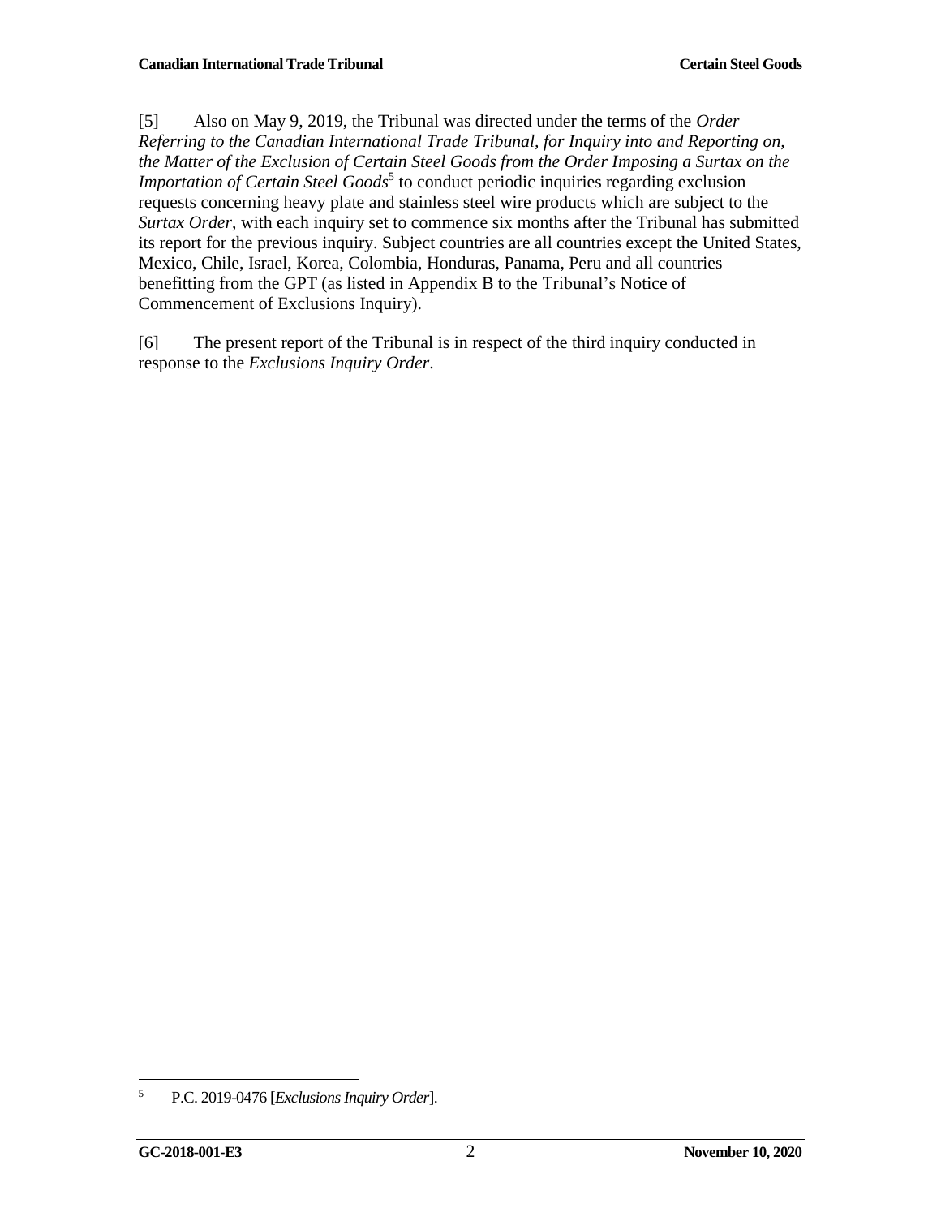[5] Also on May 9, 2019, the Tribunal was directed under the terms of the *Order Referring to the Canadian International Trade Tribunal, for Inquiry into and Reporting on, the Matter of the Exclusion of Certain Steel Goods from the Order Imposing a Surtax on the Importation of Certain Steel Goods*[5] to conduct periodic inquiries regarding exclusion requests concerning heavy plate and stainless steel wire products which are subject to the *Surtax Order*, with each inquiry set to commence six months after the Tribunal has submitted its report for the previous inquiry. Subject countries are all countries except the United States, Mexico, Chile, Israel, Korea, Colombia, Honduras, Panama, Peru and all countries benefitting from the GPT (as listed in Appendix B to the Tribunal's Notice of Commencement of Exclusions Inquiry).

[6] The present report of the Tribunal is in respect of the third inquiry conducted in response to the *Exclusions Inquiry Order*.

---

5. P.C. 2019-0476 [*Exclusions Inquiry Order*].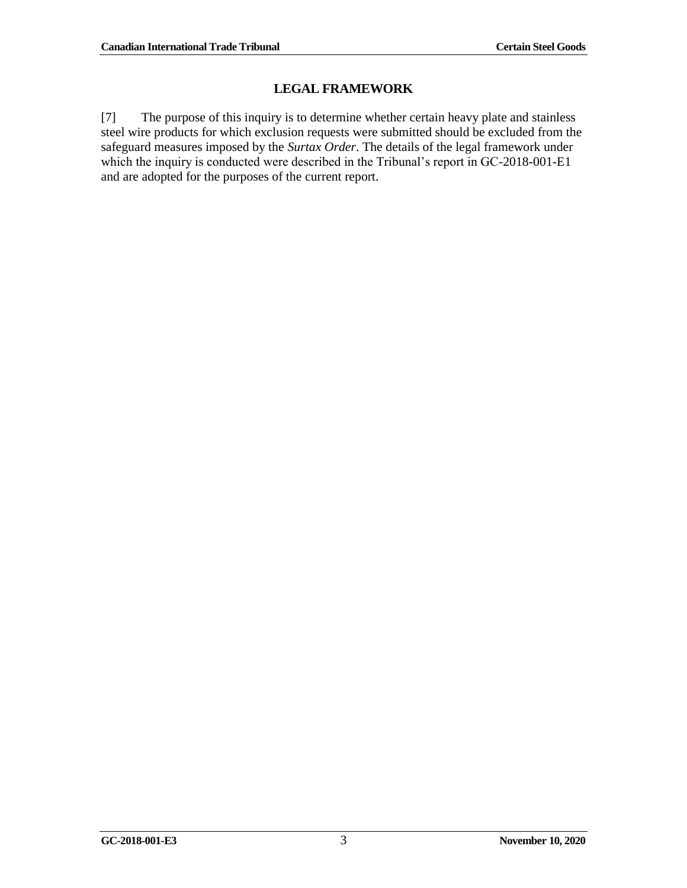## LEGAL FRAMEWORK

[7] The purpose of this inquiry is to determine whether certain heavy plate and stainless steel wire products for which exclusion requests were submitted should be excluded from the safeguard measures imposed by the *Surtax Order*. The details of the legal framework under which the inquiry is conducted were described in the Tribunal's report in GC-2018-001-E1 and are adopted for the purposes of the current report.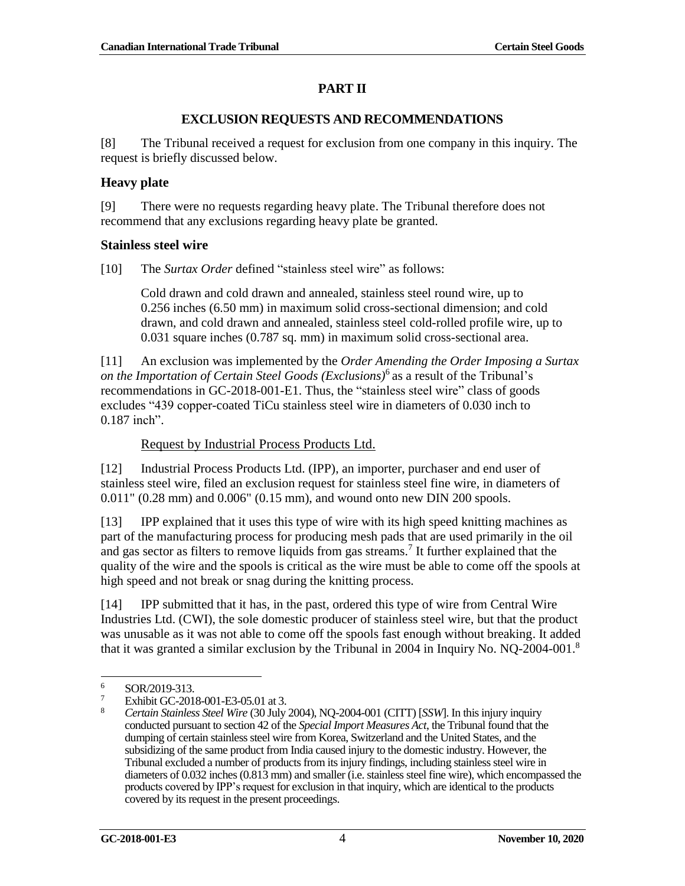## PART II

## EXCLUSION REQUESTS AND RECOMMENDATIONS

[8] The Tribunal received a request for exclusion from one company in this inquiry. The request is briefly discussed below.

### Heavy plate

[9] There were no requests regarding heavy plate. The Tribunal therefore does not recommend that any exclusions regarding heavy plate be granted.

### Stainless steel wire

[10] The *Surtax Order* defined "stainless steel wire" as follows:

> Cold drawn and cold drawn and annealed, stainless steel round wire, up to 0.256 inches (6.50 mm) in maximum solid cross-sectional dimension; and cold drawn, and cold drawn and annealed, stainless steel cold-rolled profile wire, up to 0.031 square inches (0.787 sq. mm) in maximum solid cross-sectional area.

[11] An exclusion was implemented by the *Order Amending the Order Imposing a Surtax on the Importation of Certain Steel Goods (Exclusions)*[6] as a result of the Tribunal's recommendations in GC-2018-001-E1. Thus, the "stainless steel wire" class of goods excludes "439 copper-coated TiCu stainless steel wire in diameters of 0.030 inch to 0.187 inch".

<u>Request by Industrial Process Products Ltd.</u>

[12] Industrial Process Products Ltd. (IPP), an importer, purchaser and end user of stainless steel wire, filed an exclusion request for stainless steel fine wire, in diameters of 0.011" (0.28 mm) and 0.006" (0.15 mm), and wound onto new DIN 200 spools.

[13] IPP explained that it uses this type of wire with its high speed knitting machines as part of the manufacturing process for producing mesh pads that are used primarily in the oil and gas sector as filters to remove liquids from gas streams.[7] It further explained that the quality of the wire and the spools is critical as the wire must be able to come off the spools at high speed and not break or snag during the knitting process.

[14] IPP submitted that it has, in the past, ordered this type of wire from Central Wire Industries Ltd. (CWI), the sole domestic producer of stainless steel wire, but that the product was unusable as it was not able to come off the spools fast enough without breaking. It added that it was granted a similar exclusion by the Tribunal in 2004 in Inquiry No. NQ-2004-001.[8]

---

[6] SOR/2019-313.

[7] Exhibit GC-2018-001-E3-05.01 at 3.

[8] *Certain Stainless Steel Wire* (30 July 2004), NQ-2004-001 (CITT) [*SSW*]. In this injury inquiry conducted pursuant to section 42 of the *Special Import Measures Act*, the Tribunal found that the dumping of certain stainless steel wire from Korea, Switzerland and the United States, and the subsidizing of the same product from India caused injury to the domestic industry. However, the Tribunal excluded a number of products from its injury findings, including stainless steel wire in diameters of 0.032 inches (0.813 mm) and smaller (i.e. stainless steel fine wire), which encompassed the products covered by IPP's request for exclusion in that inquiry, which are identical to the products covered by its request in the present proceedings.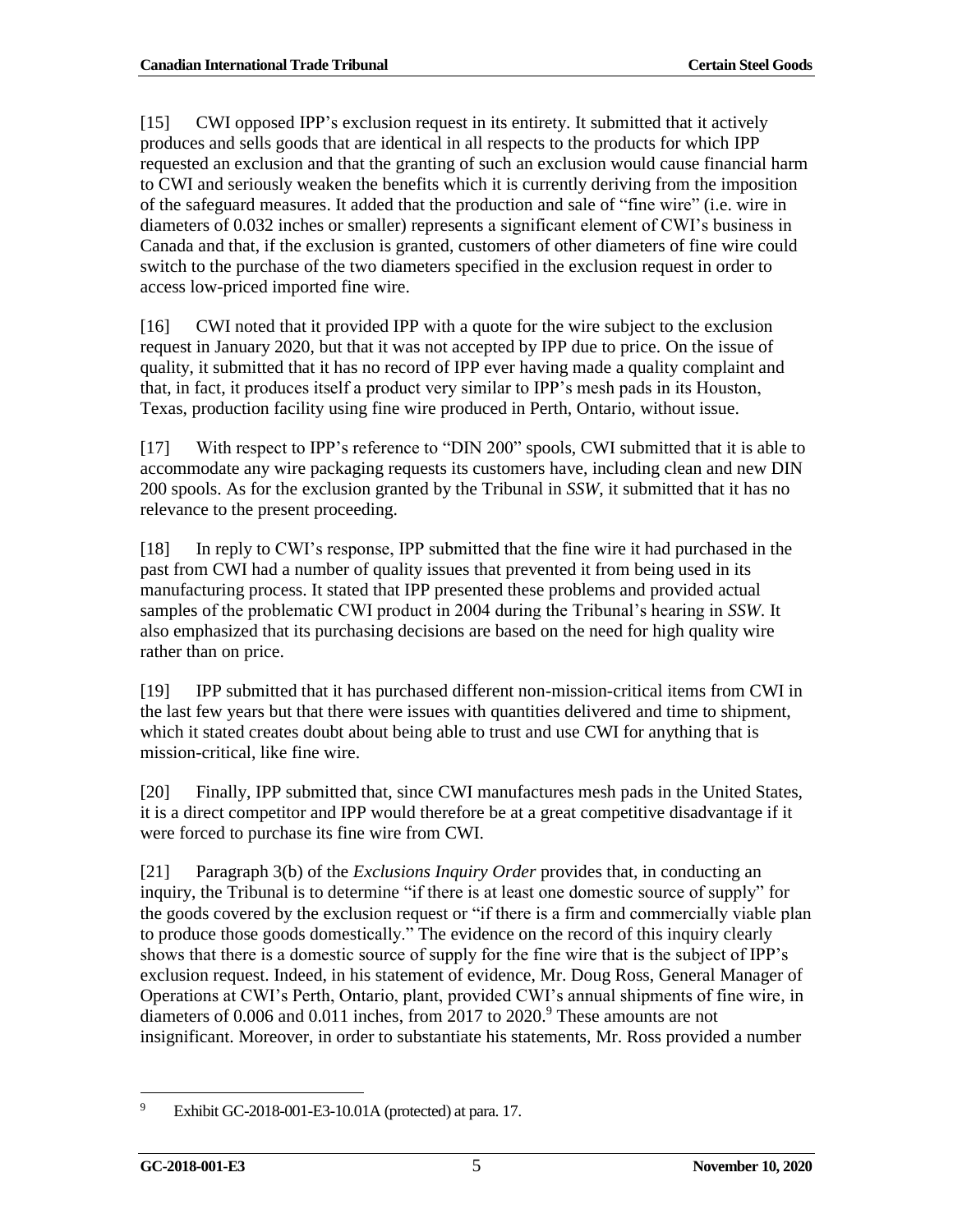[15] CWI opposed IPP's exclusion request in its entirety. It submitted that it actively produces and sells goods that are identical in all respects to the products for which IPP requested an exclusion and that the granting of such an exclusion would cause financial harm to CWI and seriously weaken the benefits which it is currently deriving from the imposition of the safeguard measures. It added that the production and sale of "fine wire" (i.e. wire in diameters of 0.032 inches or smaller) represents a significant element of CWI's business in Canada and that, if the exclusion is granted, customers of other diameters of fine wire could switch to the purchase of the two diameters specified in the exclusion request in order to access low-priced imported fine wire.

[16] CWI noted that it provided IPP with a quote for the wire subject to the exclusion request in January 2020, but that it was not accepted by IPP due to price. On the issue of quality, it submitted that it has no record of IPP ever having made a quality complaint and that, in fact, it produces itself a product very similar to IPP's mesh pads in its Houston, Texas, production facility using fine wire produced in Perth, Ontario, without issue.

[17] With respect to IPP's reference to "DIN 200" spools, CWI submitted that it is able to accommodate any wire packaging requests its customers have, including clean and new DIN 200 spools. As for the exclusion granted by the Tribunal in *SSW*, it submitted that it has no relevance to the present proceeding.

[18] In reply to CWI's response, IPP submitted that the fine wire it had purchased in the past from CWI had a number of quality issues that prevented it from being used in its manufacturing process. It stated that IPP presented these problems and provided actual samples of the problematic CWI product in 2004 during the Tribunal's hearing in *SSW*. It also emphasized that its purchasing decisions are based on the need for high quality wire rather than on price.

[19] IPP submitted that it has purchased different non-mission-critical items from CWI in the last few years but that there were issues with quantities delivered and time to shipment, which it stated creates doubt about being able to trust and use CWI for anything that is mission-critical, like fine wire.

[20] Finally, IPP submitted that, since CWI manufactures mesh pads in the United States, it is a direct competitor and IPP would therefore be at a great competitive disadvantage if it were forced to purchase its fine wire from CWI.

[21] Paragraph 3(b) of the *Exclusions Inquiry Order* provides that, in conducting an inquiry, the Tribunal is to determine "if there is at least one domestic source of supply" for the goods covered by the exclusion request or "if there is a firm and commercially viable plan to produce those goods domestically." The evidence on the record of this inquiry clearly shows that there is a domestic source of supply for the fine wire that is the subject of IPP's exclusion request. Indeed, in his statement of evidence, Mr. Doug Ross, General Manager of Operations at CWI's Perth, Ontario, plant, provided CWI's annual shipments of fine wire, in diameters of 0.006 and 0.011 inches, from 2017 to 2020.[9] These amounts are not insignificant. Moreover, in order to substantiate his statements, Mr. Ross provided a number

---

9 Exhibit GC-2018-001-E3-10.01A (protected) at para. 17.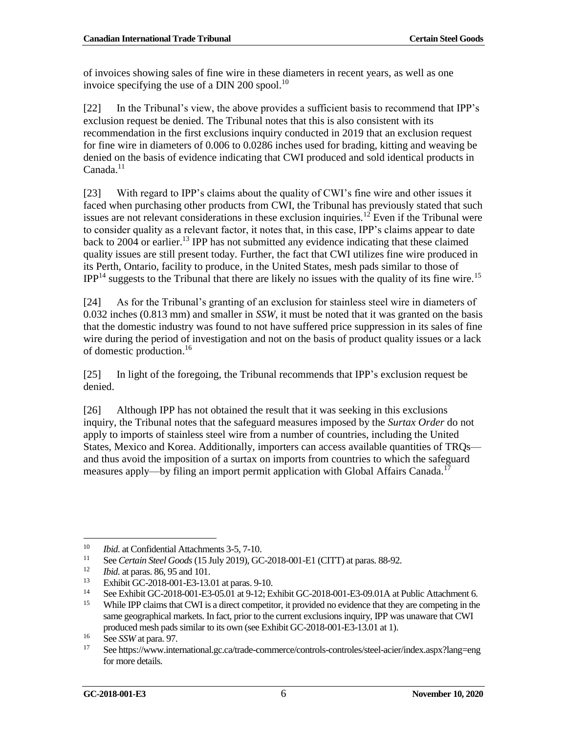of invoices showing sales of fine wire in these diameters in recent years, as well as one invoice specifying the use of a DIN 200 spool.[10]

[22] In the Tribunal's view, the above provides a sufficient basis to recommend that IPP's exclusion request be denied. The Tribunal notes that this is also consistent with its recommendation in the first exclusions inquiry conducted in 2019 that an exclusion request for fine wire in diameters of 0.006 to 0.0286 inches used for brading, kitting and weaving be denied on the basis of evidence indicating that CWI produced and sold identical products in Canada.[11]

[23] With regard to IPP's claims about the quality of CWI's fine wire and other issues it faced when purchasing other products from CWI, the Tribunal has previously stated that such issues are not relevant considerations in these exclusion inquiries.[12] Even if the Tribunal were to consider quality as a relevant factor, it notes that, in this case, IPP's claims appear to date back to 2004 or earlier.[13] IPP has not submitted any evidence indicating that these claimed quality issues are still present today. Further, the fact that CWI utilizes fine wire produced in its Perth, Ontario, facility to produce, in the United States, mesh pads similar to those of IPP[14] suggests to the Tribunal that there are likely no issues with the quality of its fine wire.[15]

[24] As for the Tribunal's granting of an exclusion for stainless steel wire in diameters of 0.032 inches (0.813 mm) and smaller in *SSW*, it must be noted that it was granted on the basis that the domestic industry was found to not have suffered price suppression in its sales of fine wire during the period of investigation and not on the basis of product quality issues or a lack of domestic production.[16]

[25] In light of the foregoing, the Tribunal recommends that IPP's exclusion request be denied.

[26] Although IPP has not obtained the result that it was seeking in this exclusions inquiry, the Tribunal notes that the safeguard measures imposed by the *Surtax Order* do not apply to imports of stainless steel wire from a number of countries, including the United States, Mexico and Korea. Additionally, importers can access available quantities of TRQs—and thus avoid the imposition of a surtax on imports from countries to which the safeguard measures apply—by filing an import permit application with Global Affairs Canada.[17]

---

[10] *Ibid.* at Confidential Attachments 3-5, 7-10.

[11] See *Certain Steel Goods* (15 July 2019), GC-2018-001-E1 (CITT) at paras. 88-92.

[12] *Ibid.* at paras. 86, 95 and 101.

[13] Exhibit GC-2018-001-E3-13.01 at paras. 9-10.

[14] See Exhibit GC-2018-001-E3-05.01 at 9-12; Exhibit GC-2018-001-E3-09.01A at Public Attachment 6.

[15] While IPP claims that CWI is a direct competitor, it provided no evidence that they are competing in the same geographical markets. In fact, prior to the current exclusions inquiry, IPP was unaware that CWI produced mesh pads similar to its own (see Exhibit GC-2018-001-E3-13.01 at 1).

[16] See *SSW* at para. 97.

[17] See https://www.international.gc.ca/trade-commerce/controls-controles/steel-acier/index.aspx?lang=eng for more details.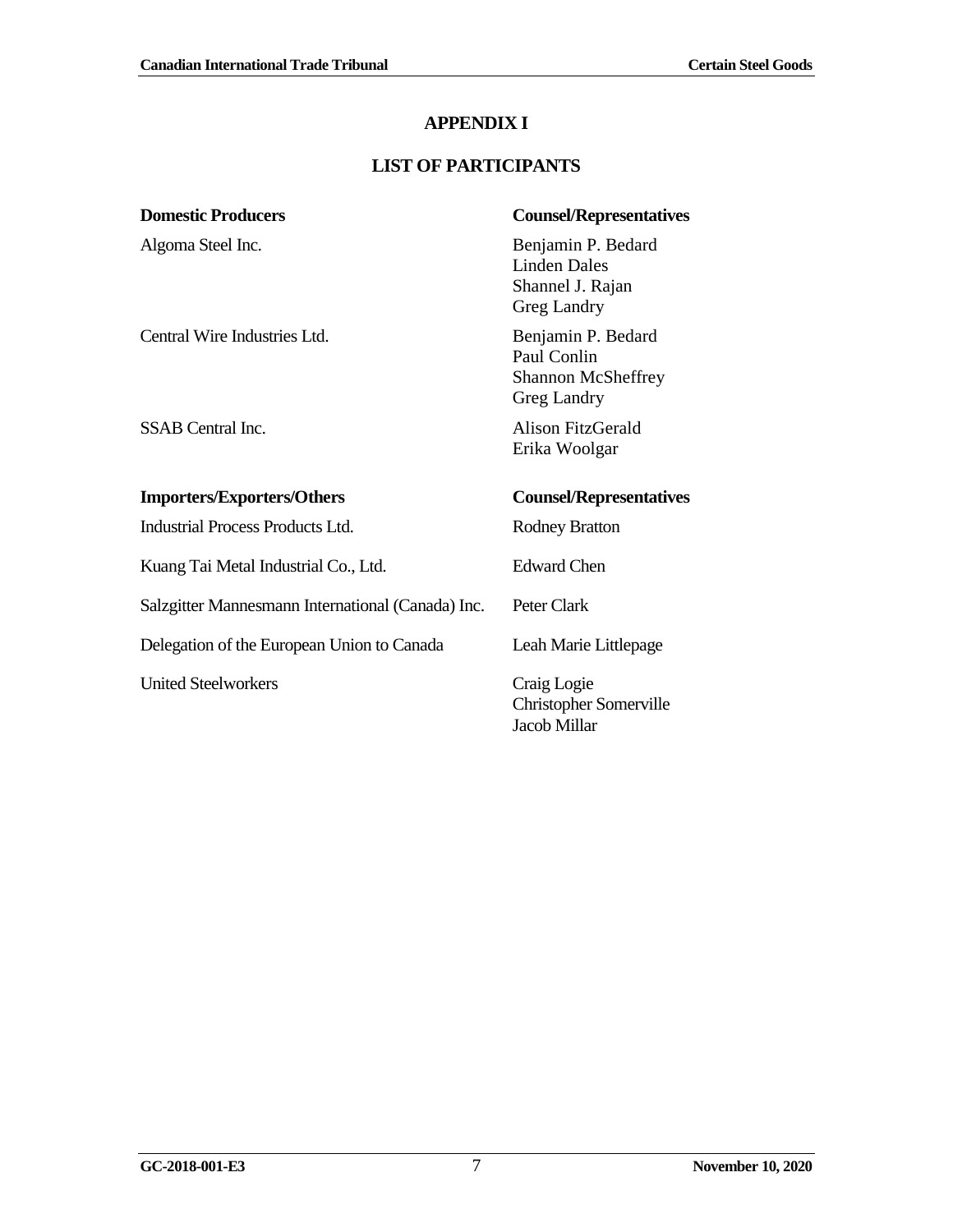# APPENDIX I

## LIST OF PARTICIPANTS

| Domestic Producers | Counsel/Representatives |
|---|---|
| Algoma Steel Inc. | Benjamin P. Bedard<br>Linden Dales<br>Shannel J. Rajan<br>Greg Landry |
| Central Wire Industries Ltd. | Benjamin P. Bedard<br>Paul Conlin<br>Shannon McSheffrey<br>Greg Landry |
| SSAB Central Inc. | Alison FitzGerald<br>Erika Woolgar |

| Importers/Exporters/Others | Counsel/Representatives |
|---|---|
| Industrial Process Products Ltd. | Rodney Bratton |
| Kuang Tai Metal Industrial Co., Ltd. | Edward Chen |
| Salzgitter Mannesmann International (Canada) Inc. | Peter Clark |
| Delegation of the European Union to Canada | Leah Marie Littlepage |
| United Steelworkers | Craig Logie<br>Christopher Somerville<br>Jacob Millar |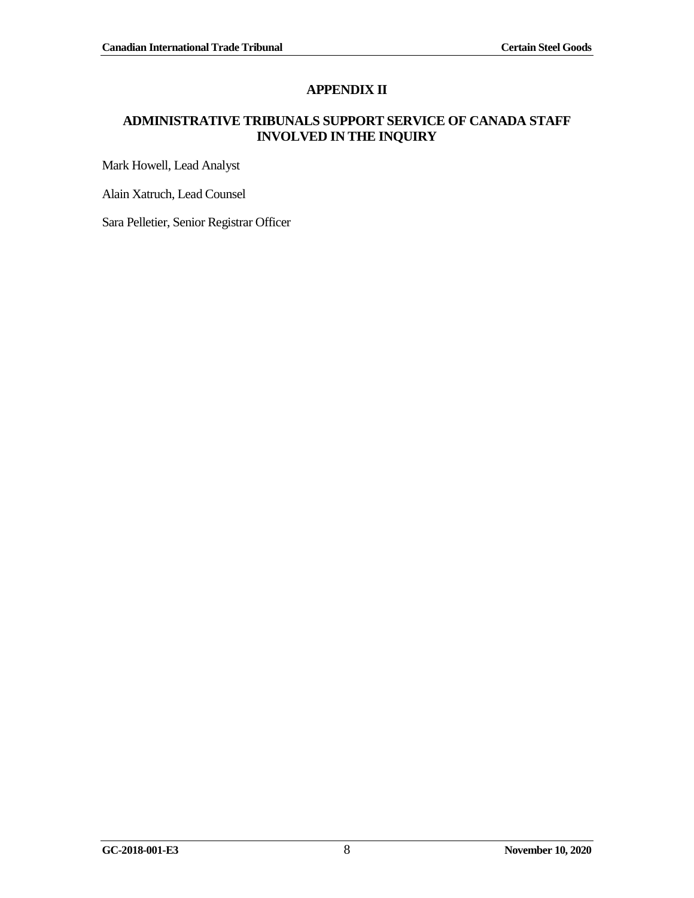# APPENDIX II

## ADMINISTRATIVE TRIBUNALS SUPPORT SERVICE OF CANADA STAFF INVOLVED IN THE INQUIRY

Mark Howell, Lead Analyst

Alain Xatruch, Lead Counsel

Sara Pelletier, Senior Registrar Officer